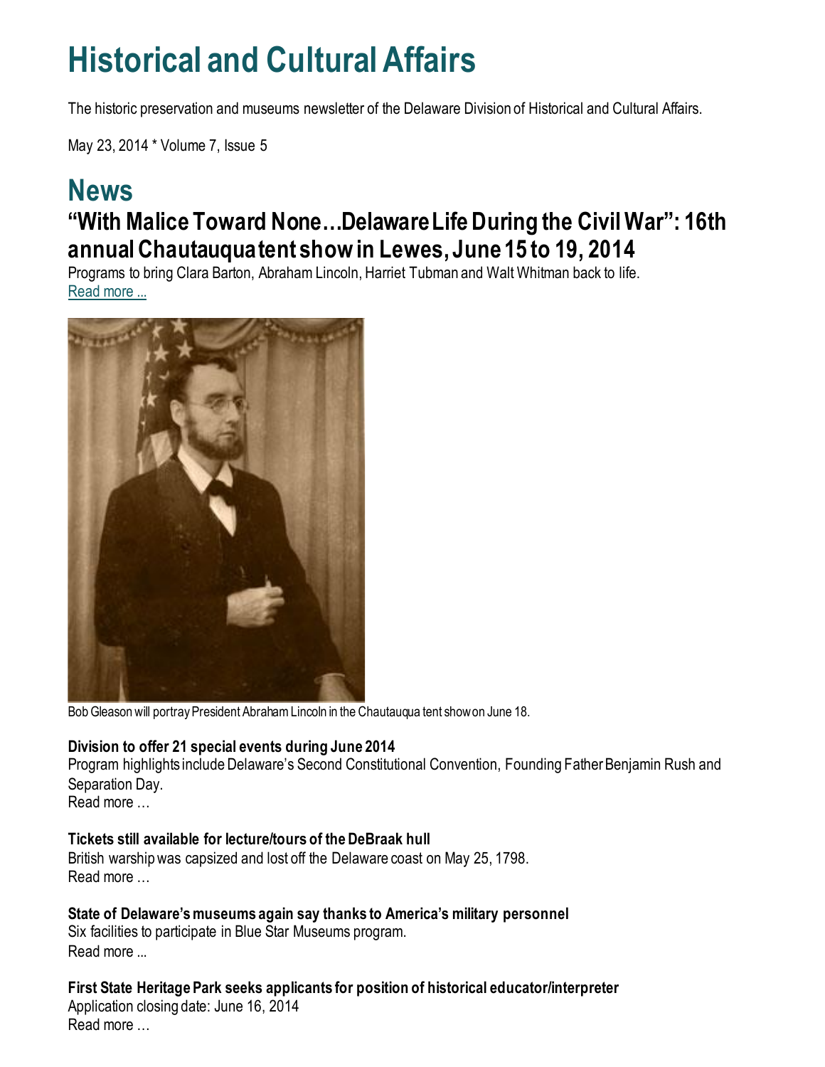# Historical and Cultural Affairs

The historic preservation and museums newsletter of the Delaware Division of Historical and Cultural Affairs.

May 23, 2014 * Volume 7, Issue 5

## News

### "With Malice Toward None…Delaware Life During the Civil War": 16th annual Chautauqua tent show in Lewes, June 15 to 19, 2014

Programs to bring Clara Barton, Abraham Lincoln, Harriet Tubman and Walt Whitman back to life.
Read more ...

Bob Gleason will portray President Abraham Lincoln in the Chautauqua tent show on June 18.

**Division to offer 21 special events during June 2014**
Program highlights include Delaware's Second Constitutional Convention, Founding Father Benjamin Rush and Separation Day.
Read more …

**Tickets still available for lecture/tours of the DeBraak hull**
British warship was capsized and lost off the Delaware coast on May 25, 1798.
Read more …

**State of Delaware's museums again say thanks to America's military personnel**
Six facilities to participate in Blue Star Museums program.
Read more ...

**First State Heritage Park seeks applicants for position of historical educator/interpreter**
Application closing date: June 16, 2014
Read more …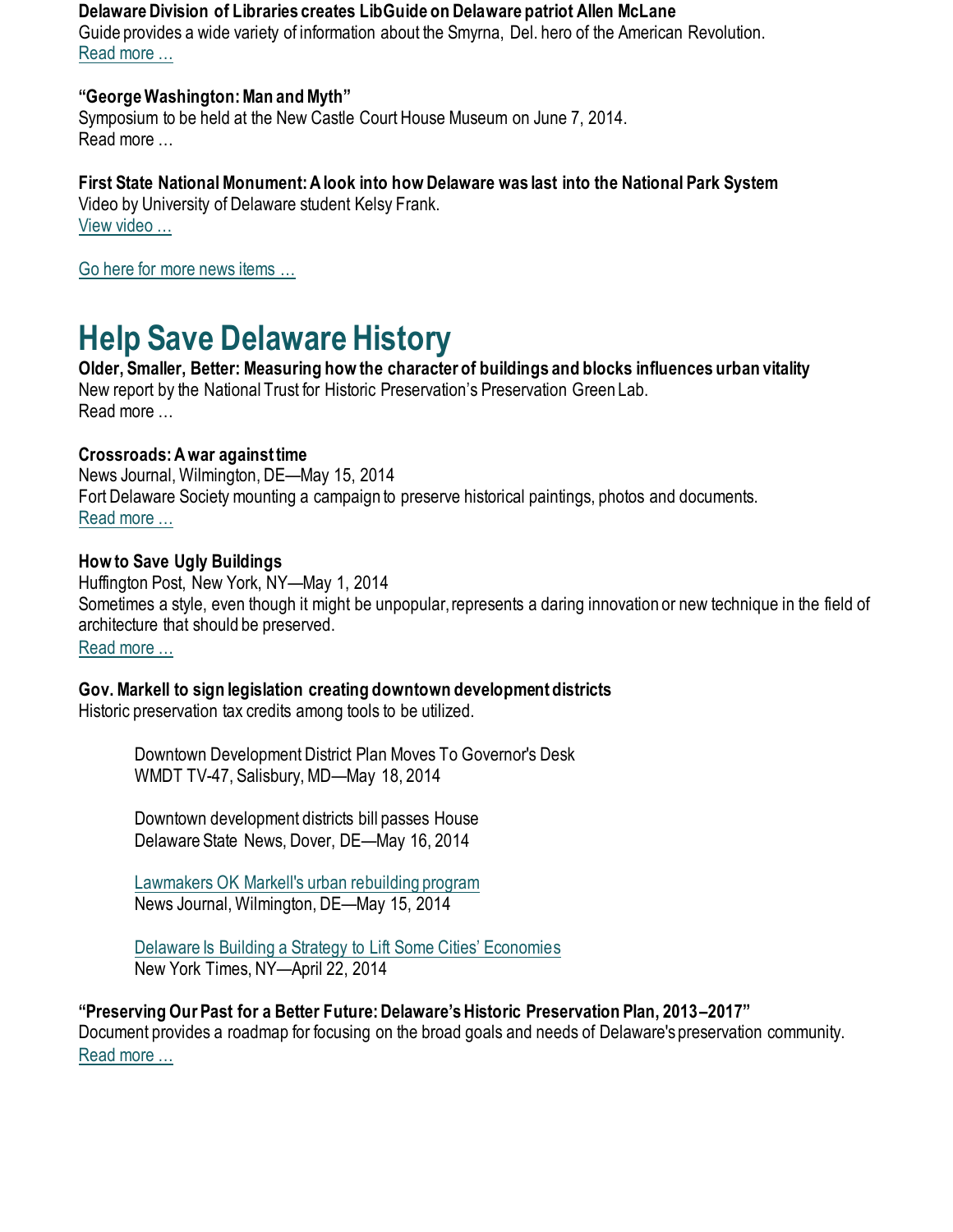**Delaware Division of Libraries creates LibGuide on Delaware patriot Allen McLane**
Guide provides a wide variety of information about the Smyrna, Del. hero of the American Revolution.
Read more …

**"George Washington: Man and Myth"**
Symposium to be held at the New Castle Court House Museum on June 7, 2014.
Read more …

**First State National Monument: A look into how Delaware was last into the National Park System**
Video by University of Delaware student Kelsy Frank.
View video …

Go here for more news items …

# Help Save Delaware History

**Older, Smaller, Better: Measuring how the character of buildings and blocks influences urban vitality**
New report by the National Trust for Historic Preservation's Preservation Green Lab.
Read more …

**Crossroads: A war against time**
News Journal, Wilmington, DE—May 15, 2014
Fort Delaware Society mounting a campaign to preserve historical paintings, photos and documents.
Read more …

**How to Save Ugly Buildings**
Huffington Post, New York, NY—May 1, 2014
Sometimes a style, even though it might be unpopular, represents a daring innovation or new technique in the field of architecture that should be preserved.
Read more …

**Gov. Markell to sign legislation creating downtown development districts**
Historic preservation tax credits among tools to be utilized.

> Downtown Development District Plan Moves To Governor's Desk
> WMDT TV-47, Salisbury, MD—May 18, 2014
>
> Downtown development districts bill passes House
> Delaware State News, Dover, DE—May 16, 2014
>
> Lawmakers OK Markell's urban rebuilding program
> News Journal, Wilmington, DE—May 15, 2014
>
> Delaware Is Building a Strategy to Lift Some Cities' Economies
> New York Times, NY—April 22, 2014

**"Preserving Our Past for a Better Future: Delaware's Historic Preservation Plan, 2013–2017"**
Document provides a roadmap for focusing on the broad goals and needs of Delaware's preservation community.
Read more …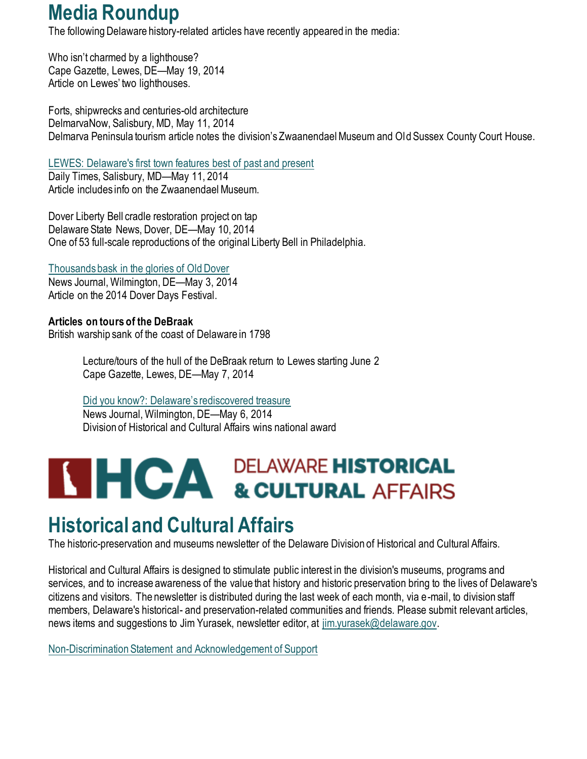# Media Roundup

The following Delaware history-related articles have recently appeared in the media:

Who isn't charmed by a lighthouse?
Cape Gazette, Lewes, DE—May 19, 2014
Article on Lewes' two lighthouses.

Forts, shipwrecks and centuries-old architecture
DelmarvaNow, Salisbury, MD, May 11, 2014
Delmarva Peninsula tourism article notes the division's Zwaanendael Museum and Old Sussex County Court House.

LEWES: Delaware's first town features best of past and present
Daily Times, Salisbury, MD—May 11, 2014
Article includes info on the Zwaanendael Museum.

Dover Liberty Bell cradle restoration project on tap
Delaware State News, Dover, DE—May 10, 2014
One of 53 full-scale reproductions of the original Liberty Bell in Philadelphia.

Thousands bask in the glories of Old Dover
News Journal, Wilmington, DE—May 3, 2014
Article on the 2014 Dover Days Festival.

**Articles on tours of the DeBraak**
British warship sank of the coast of Delaware in 1798

> Lecture/tours of the hull of the DeBraak return to Lewes starting June 2
> Cape Gazette, Lewes, DE—May 7, 2014
>
> Did you know?: Delaware's rediscovered treasure
> News Journal, Wilmington, DE—May 6, 2014
> Division of Historical and Cultural Affairs wins national award

HCA DELAWARE HISTORICAL & CULTURAL AFFAIRS

# Historical and Cultural Affairs

The historic-preservation and museums newsletter of the Delaware Division of Historical and Cultural Affairs.

Historical and Cultural Affairs is designed to stimulate public interest in the division's museums, programs and services, and to increase awareness of the value that history and historic preservation bring to the lives of Delaware's citizens and visitors. The newsletter is distributed during the last week of each month, via e-mail, to division staff members, Delaware's historical- and preservation-related communities and friends. Please submit relevant articles, news items and suggestions to Jim Yurasek, newsletter editor, at jim.yurasek@delaware.gov.

Non-Discrimination Statement and Acknowledgement of Support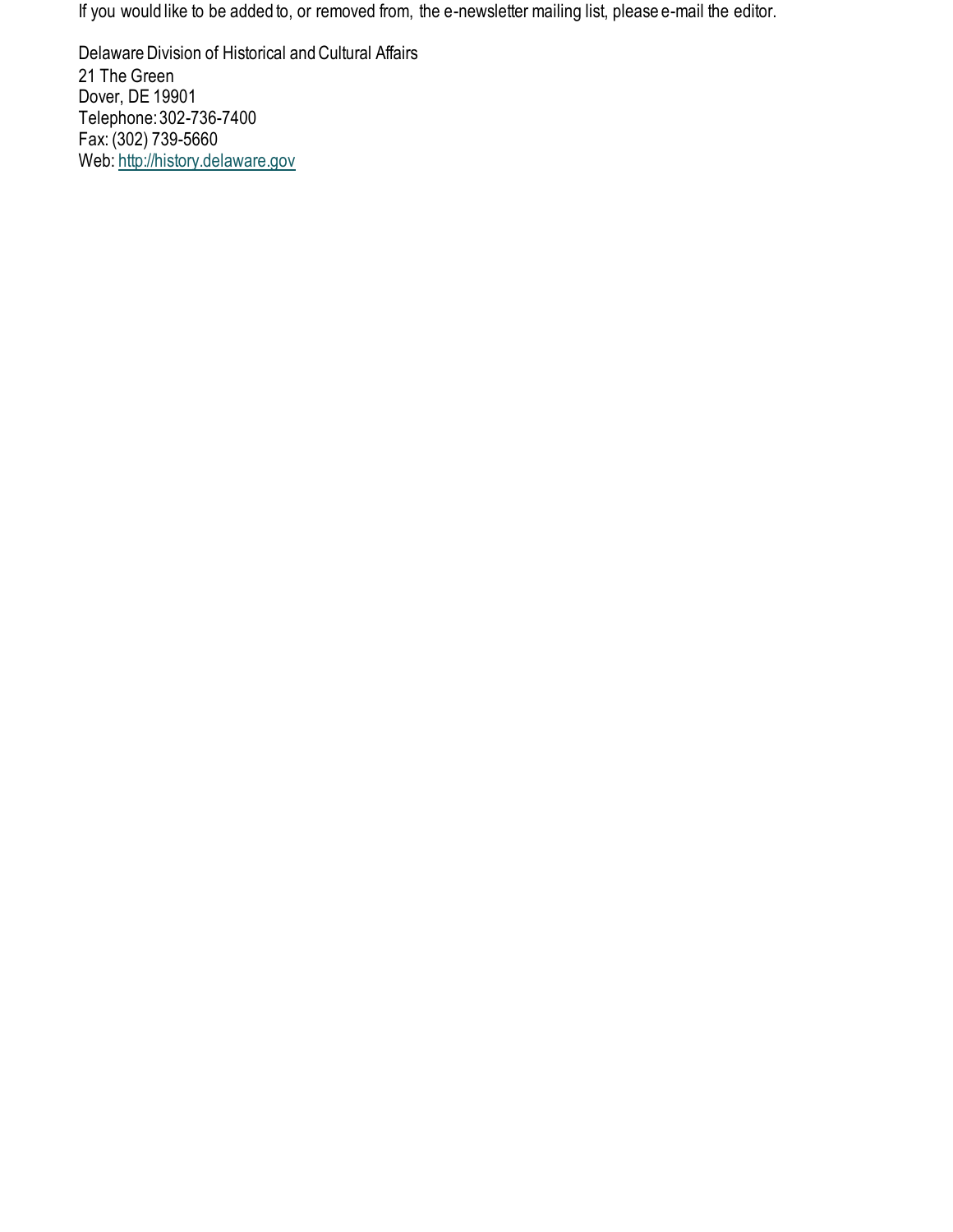If you would like to be added to, or removed from, the e-newsletter mailing list, please e-mail the editor.

Delaware Division of Historical and Cultural Affairs  
21 The Green  
Dover, DE 19901  
Telephone: 302-736-7400  
Fax: (302) 739-5660  
Web: [http://history.delaware.gov](http://history.delaware.gov)